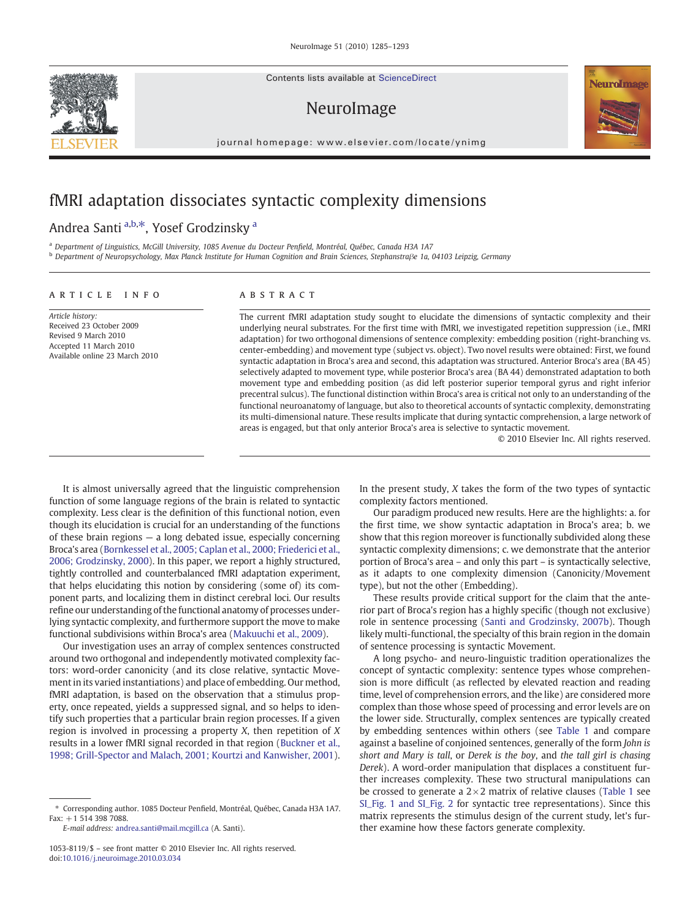# fMRI adaptation dissociates syntactic complexity dimensions

Andrea Santi [a,b,*], Yosef Grodzinsky [a]

[a] Department of Linguistics, McGill University, 1085 Avenue du Docteur Penfield, Montréal, Québec, Canada H3A 1A7
[b] Department of Neuropsychology, Max Planck Institute for Human Cognition and Brain Sciences, Stephanstraβe 1a, 04103 Leipzig, Germany

## ARTICLE INFO

*Article history:*
Received 23 October 2009
Revised 9 March 2010
Accepted 11 March 2010
Available online 23 March 2010

## ABSTRACT

The current fMRI adaptation study sought to elucidate the dimensions of syntactic complexity and their underlying neural substrates. For the first time with fMRI, we investigated repetition suppression (i.e., fMRI adaptation) for two orthogonal dimensions of sentence complexity: embedding position (right-branching vs. center-embedding) and movement type (subject vs. object). Two novel results were obtained: First, we found syntactic adaptation in Broca's area and second, this adaptation was structured. Anterior Broca's area (BA 45) selectively adapted to movement type, while posterior Broca's area (BA 44) demonstrated adaptation to both movement type and embedding position (as did left posterior superior temporal gyrus and right inferior precentral sulcus). The functional distinction within Broca's area is critical not only to an understanding of the functional neuroanatomy of language, but also to theoretical accounts of syntactic complexity, demonstrating its multi-dimensional nature. These results implicate that during syntactic comprehension, a large network of areas is engaged, but that only anterior Broca's area is selective to syntactic movement.

© 2010 Elsevier Inc. All rights reserved.

It is almost universally agreed that the linguistic comprehension function of some language regions of the brain is related to syntactic complexity. Less clear is the definition of this functional notion, even though its elucidation is crucial for an understanding of the functions of these brain regions — a long debated issue, especially concerning Broca's area (Bornkessel et al., 2005; Caplan et al., 2000; Friederici et al., 2006; Grodzinsky, 2000). In this paper, we report a highly structured, tightly controlled and counterbalanced fMRI adaptation experiment, that helps elucidating this notion by considering (some of) its component parts, and localizing them in distinct cerebral loci. Our results refine our understanding of the functional anatomy of processes underlying syntactic complexity, and furthermore support the move to make functional subdivisions within Broca's area (Makuuchi et al., 2009).

Our investigation uses an array of complex sentences constructed around two orthogonal and independently motivated complexity factors: word-order canonicity (and its close relative, syntactic Movement in its varied instantiations) and place of embedding. Our method, fMRI adaptation, is based on the observation that a stimulus property, once repeated, yields a suppressed signal, and so helps to identify such properties that a particular brain region processes. If a given region is involved in processing a property *X*, then repetition of *X* results in a lower fMRI signal recorded in that region (Buckner et al., 1998; Grill-Spector and Malach, 2001; Kourtzi and Kanwisher, 2001). In the present study, *X* takes the form of the two types of syntactic complexity factors mentioned.

Our paradigm produced new results. Here are the highlights: a. for the first time, we show syntactic adaptation in Broca's area; b. we show that this region moreover is functionally subdivided along these syntactic complexity dimensions; c. we demonstrate that the anterior portion of Broca's area – and only this part – is syntactically selective, as it adapts to one complexity dimension (Canonicity/Movement type), but not the other (Embedding).

These results provide critical support for the claim that the anterior part of Broca's region has a highly specific (though not exclusive) role in sentence processing (Santi and Grodzinsky, 2007b). Though likely multi-functional, the specialty of this brain region in the domain of sentence processing is syntactic Movement.

A long psycho- and neuro-linguistic tradition operationalizes the concept of syntactic complexity: sentence types whose comprehension is more difficult (as reflected by elevated reaction and reading time, level of comprehension errors, and the like) are considered more complex than those whose speed of processing and error levels are on the lower side. Structurally, complex sentences are typically created by embedding sentences within others (see Table 1 and compare against a baseline of conjoined sentences, generally of the form *John is short and Mary is tall*, or *Derek is the boy*, and *the tall girl is chasing Derek*). A word-order manipulation that displaces a constituent further increases complexity. These two structural manipulations can be crossed to generate a $2 \times 2$ matrix of relative clauses (Table 1 see SI_Fig. 1 and SI_Fig. 2 for syntactic tree representations). Since this matrix represents the stimulus design of the current study, let's further examine how these factors generate complexity.

\* Corresponding author. 1085 Docteur Penfield, Montréal, Québec, Canada H3A 1A7. Fax: +1 514 398 7088.
*E-mail address:* andrea.santi@mail.mcgill.ca (A. Santi).

1053-8119/$ – see front matter © 2010 Elsevier Inc. All rights reserved.
doi:10.1016/j.neuroimage.2010.03.034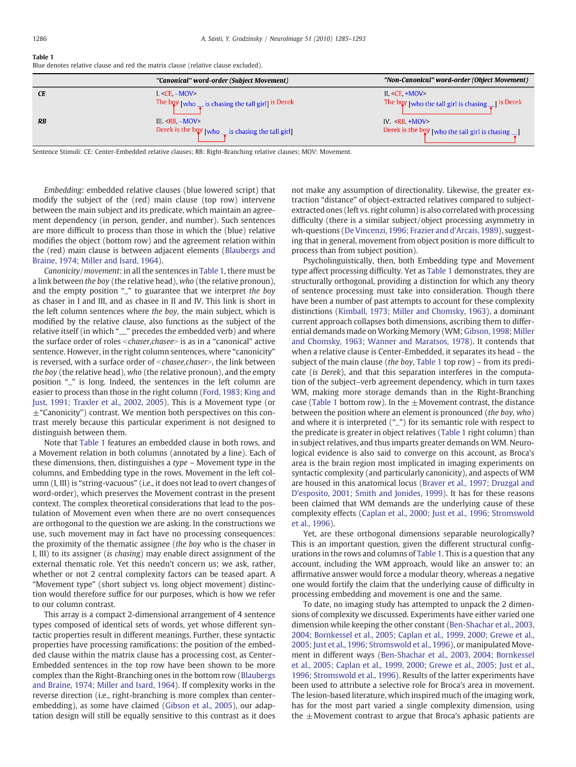**Table 1**
Blue denotes relative clause and red the matrix clause (relative clause excluded).

| | *"Canonical" word-order (Subject Movement)* | *"Non-Canonical" word-order (Object Movement)* |
|---|---|---|
| *CE* | I. <CE, −MOV> The boy [who __ is chasing the tall girl] is Derek | II. <CE, +MOV> The boy [who the tall girl is chasing __] is Derek |
| *RB* | III. <RB, −MOV> Derek is the boy [who __ is chasing the tall girl] | IV. <RB, +MOV> Derek is the boy [who the tall girl is chasing __] |

Sentence Stimuli: CE: Center-Embedded relative clauses; RB: Right-Branching relative clauses; MOV: Movement.

*Embedding*: embedded relative clauses (blue lowered script) that modify the subject of the (red) main clause (top row) intervene between the main subject and its predicate, which maintain an agreement dependency (in person, gender, and number). Such sentences are more difficult to process than those in which the (blue) relative modifies the object (bottom row) and the agreement relation within the (red) main clause is between adjacent elements (Blaubergs and Braine, 1974; Miller and Isard, 1964).

*Canonicity/movement*: in all the sentences in Table 1, there must be a link between *the boy* (the relative head), *who* (the relative pronoun), and the empty position "_" to guarantee that we interpret *the boy* as chaser in I and III, and as chasee in II and IV. This link is short in the left column sentences where *the boy*, the main subject, which is modified by the relative clause, also functions as the subject of the relative itself (in which "__" precedes the embedded verb) and where the surface order of roles <*chaser,chasee*> is as in a "canonical" active sentence. However, in the right column sentences, where "canonicity" is reversed, with a surface order of <*chasee,chaser*>, the link between *the boy* (the relative head), *who* (the relative pronoun), and the empty position "_" is long. Indeed, the sentences in the left column are easier to process than those in the right column (Ford, 1983; King and Just, 1991; Traxler et al., 2002, 2005). This is a Movement type (or ±"Canonicity") contrast. We mention both perspectives on this contrast merely because this particular experiment is not designed to distinguish between them.

Note that Table 1 features an embedded clause in both rows, and a Movement relation in both columns (annotated by a line). Each of these dimensions, then, distinguishes a *type* – Movement type in the columns, and Embedding type in the rows. Movement in the left column (I, III) is "string-vacuous" (i.e., it does not lead to overt changes of word-order), which preserves the Movement contrast in the present context. The complex theoretical considerations that lead to the postulation of Movement even when there are no overt consequences are orthogonal to the question we are asking. In the constructions we use, such movement may in fact have no processing consequences: the proximity of the thematic assignee (*the boy* who is the chaser in I, III) to its assigner (*is chasing*) may enable direct assignment of the external thematic role. Yet this needn't concern us; we ask, rather, whether or not 2 central complexity factors can be teased apart. A "Movement type" (short subject vs. long object movement) distinction would therefore suffice for our purposes, which is how we refer to our column contrast.

This array is a compact 2-dimensional arrangement of 4 sentence types composed of identical sets of words, yet whose different syntactic properties result in different meanings. Further, these syntactic properties have processing ramifications: the position of the embedded clause within the matrix clause has a processing cost, as Center-Embedded sentences in the top row have been shown to be more complex than the Right-Branching ones in the bottom row (Blaubergs and Braine, 1974; Miller and Isard, 1964). If complexity works in the reverse direction (i.e., right-branching is more complex than center-embedding), as some have claimed (Gibson et al., 2005), our adaptation design will still be equally sensitive to this contrast as it does not make any assumption of directionality. Likewise, the greater extraction "distance" of object-extracted relatives compared to subject-extracted ones (left vs. right column) is also correlated with processing difficulty (there is a similar subject/object processing asymmetry in wh-questions (De Vincenzi, 1996; Frazier and d'Arcais, 1989), suggesting that in general, movement from object position is more difficult to process than from subject position).

Psycholinguistically, then, both Embedding type and Movement type affect processing difficulty. Yet as Table 1 demonstrates, they are structurally orthogonal, providing a distinction for which any theory of sentence processing must take into consideration. Though there have been a number of past attempts to account for these complexity distinctions (Kimball, 1973; Miller and Chomsky, 1963), a dominant current approach collapses both dimensions, ascribing them to differential demands made on Working Memory (WM; Gibson, 1998; Miller and Chomsky, 1963; Wanner and Maratsos, 1978). It contends that when a relative clause is Center-Embedded, it separates its head – the subject of the main clause (*the boy*, Table 1 top row) – from its predicate (*is Derek*), and that this separation interferes in the computation of the subject–verb agreement dependency, which in turn taxes WM, making more storage demands than in the Right-Branching case (Table 1 bottom row). In the ±Movement contrast, the distance between the position where an element is pronounced (*the boy, who*) and where it is interpreted ("_") for its semantic role with respect to the predicate is greater in object relatives (Table 1 right column) than in subject relatives, and thus imparts greater demands on WM. Neurological evidence is also said to converge on this account, as Broca's area is the brain region most implicated in imaging experiments on syntactic complexity (and particularly canonicity), and aspects of WM are housed in this anatomical locus (Braver et al., 1997; Druzgal and D'esposito, 2001; Smith and Jonides, 1999). It has for these reasons been claimed that WM demands are the underlying cause of these complexity effects (Caplan et al., 2000; Just et al., 1996; Stromswold et al., 1996).

Yet, are these orthogonal dimensions separable neurologically? This is an important question, given the different structural configurations in the rows and columns of Table 1. This is a question that any account, including the WM approach, would like an answer to: an affirmative answer would force a modular theory, whereas a negative one would fortify the claim that the underlying cause of difficulty in processing embedding and movement is one and the same.

To date, no imaging study has attempted to unpack the 2 dimensions of complexity we discussed. Experiments have either varied one dimension while keeping the other constant (Ben-Shachar et al., 2003, 2004; Bornkessel et al., 2005; Caplan et al., 1999, 2000; Grewe et al., 2005; Just et al., 1996; Stromswold et al., 1996), or manipulated Movement in different ways (Ben-Shachar et al., 2003, 2004; Bornkessel et al., 2005; Caplan et al., 1999, 2000; Grewe et al., 2005; Just et al., 1996; Stromswold et al., 1996). Results of the latter experiments have been used to attribute a selective role for Broca's area in movement. The lesion-based literature, which inspired much of the imaging work, has for the most part varied a single complexity dimension, using the ±Movement contrast to argue that Broca's aphasic patients are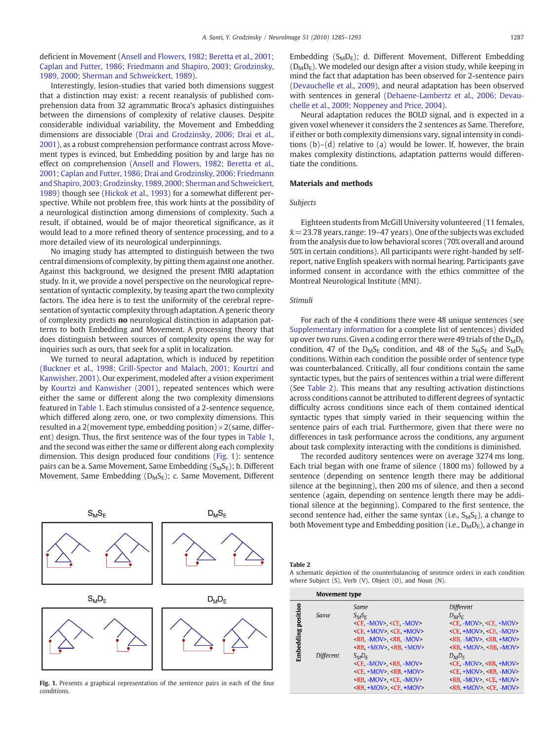deficient in Movement (Ansell and Flowers, 1982; Beretta et al., 2001; Caplan and Futter, 1986; Friedmann and Shapiro, 2003; Grodzinsky, 1989, 2000; Sherman and Schweickert, 1989).

Interestingly, lesion-studies that varied both dimensions suggest that a distinction may exist: a recent reanalysis of published comprehension data from 32 agrammatic Broca's aphasics distinguishes between the dimensions of complexity of relative clauses. Despite considerable individual variability, the Movement and Embedding dimensions are dissociable (Drai and Grodzinsky, 2006; Drai et al., 2001), as a robust comprehension performance contrast across Movement types is evinced, but Embedding position by and large has no effect on comprehension (Ansell and Flowers, 1982; Beretta et al., 2001; Caplan and Futter, 1986; Drai and Grodzinsky, 2006; Friedmann and Shapiro, 2003; Grodzinsky, 1989, 2000; Sherman and Schweickert, 1989) though see (Hickok et al., 1993) for a somewhat different perspective. While not problem free, this work hints at the possibility of a neurological distinction among dimensions of complexity. Such a result, if obtained, would be of major theoretical significance, as it would lead to a more refined theory of sentence processing, and to a more detailed view of its neurological underpinnings.

No imaging study has attempted to distinguish between the two central dimensions of complexity, by pitting them against one another. Against this background, we designed the present fMRI adaptation study. In it, we provide a novel perspective on the neurological representation of syntactic complexity, by teasing apart the two complexity factors. The idea here is to test the uniformity of the cerebral representation of syntactic complexity through adaptation. A generic theory of complexity predicts **no** neurological distinction in adaptation patterns to both Embedding and Movement. A processing theory that does distinguish between sources of complexity opens the way for inquiries such as ours, that seek for a split in localization.

We turned to neural adaptation, which is induced by repetition (Buckner et al., 1998; Grill-Spector and Malach, 2001; Kourtzi and Kanwisher, 2001). Our experiment, modeled after a vision experiment by Kourtzi and Kanwisher (2001), repeated sentences which were either the same or different along the two complexity dimensions featured in Table 1. Each stimulus consisted of a 2-sentence sequence, which differed along zero, one, or two complexity dimensions. This resulted in a 2(movement type, embedding position) × 2(same, different) design. Thus, the first sentence was of the four types in Table 1, and the second was either the same or different along each complexity dimension. This design produced four conditions (Fig. 1): sentence pairs can be a. Same Movement, Same Embedding ($S_MS_E$); b. Different Movement, Same Embedding ($D_MS_E$); c. Same Movement, Different Embedding ($S_MD_E$); d. Different Movement, Different Embedding ($D_MD_E$). We modeled our design after a vision study, while keeping in mind the fact that adaptation has been observed for 2-sentence pairs (Devauchelle et al., 2009), and neural adaptation has been observed with sentences in general (Dehaene-Lambertz et al., 2006; Devauchelle et al., 2009; Noppeney and Price, 2004).

Neural adaptation reduces the BOLD signal, and is expected in a given voxel whenever it considers the 2 sentences as Same. Therefore, if either or both complexity dimensions vary, signal intensity in conditions (b)–(d) relative to (a) would be lower. If, however, the brain makes complexity distinctions, adaptation patterns would differentiate the conditions.

**Fig. 1.** Presents a graphical representation of the sentence pairs in each of the four conditions.

## Materials and methods

### Subjects

Eighteen students from McGill University volunteered (11 females, $\bar{x} = 23.78$ years, range: 19–47 years). One of the subjects was excluded from the analysis due to low behavioral scores (70% overall and around 50% in certain conditions). All participants were right-handed by self-report, native English speakers with normal hearing. Participants gave informed consent in accordance with the ethics committee of the Montreal Neurological Institute (MNI).

### Stimuli

For each of the 4 conditions there were 48 unique sentences (see Supplementary information for a complete list of sentences) divided up over two runs. Given a coding error there were 49 trials of the $D_MD_E$ condition, 47 of the $D_MS_E$ condition, and 48 of the $S_MS_E$ and $S_MD_E$ conditions. Within each condition the possible order of sentence type was counterbalanced. Critically, all four conditions contain the same syntactic types, but the pairs of sentences within a trial were different (See Table 2). This means that any resulting activation distinctions across conditions cannot be attributed to different degrees of syntactic difficulty across conditions since each of them contained identical syntactic types that simply varied in their sequencing within the sentence pairs of each trial. Furthermore, given that there were no differences in task performance across the conditions, any argument about task complexity interacting with the conditions is diminished.

The recorded auditory sentences were on average 3274 ms long. Each trial began with one frame of silence (1800 ms) followed by a sentence (depending on sentence length there may be additional silence at the beginning), then 200 ms of silence, and then a second sentence (again, depending on sentence length there may be additional silence at the beginning). Compared to the first sentence, the second sentence had, either the same syntax (i.e., $S_MS_E$), a change to both Movement type and Embedding position (i.e., $D_MD_E$), a change in

**Table 2**
A schematic depiction of the counterbalancing of sentence orders in each condition where Subject (S), Verb (V), Object (O), and Noun (N).

| Embedding position | | Movement type: Same | Movement type: Different |
|---|---|---|---|
| Same | | $S_MS_E$ | $D_MS_E$ |
| | | <CE, -MOV>, <CE, -MOV> | <CE, -MOV>, <CE, +MOV> |
| | | <CE, +MOV>, <CE, +MOV> | <CE, +MOV>, <CE, -MOV> |
| | | <RB, -MOV>, <RB, -MOV> | <RB, -MOV>, <RB, +MOV> |
| | | <RB, +MOV>, <RB, +MOV> | <RB, +MOV>, <RB, -MOV> |
| Different | | $S_MD_E$ | $D_MD_E$ |
| | | <CE, -MOV>, <RB, -MOV> | <CE, -MOV>, <RB, +MOV> |
| | | <CE, +MOV>, <RB, +MOV> | <CE, +MOV>, <RB, -MOV> |
| | | <RB, -MOV>, <CE, -MOV> | <RB, -MOV>, <CE, +MOV> |
| | | <RB, +MOV>, <CE, +MOV> | <RB, +MOV>, <CE, -MOV> |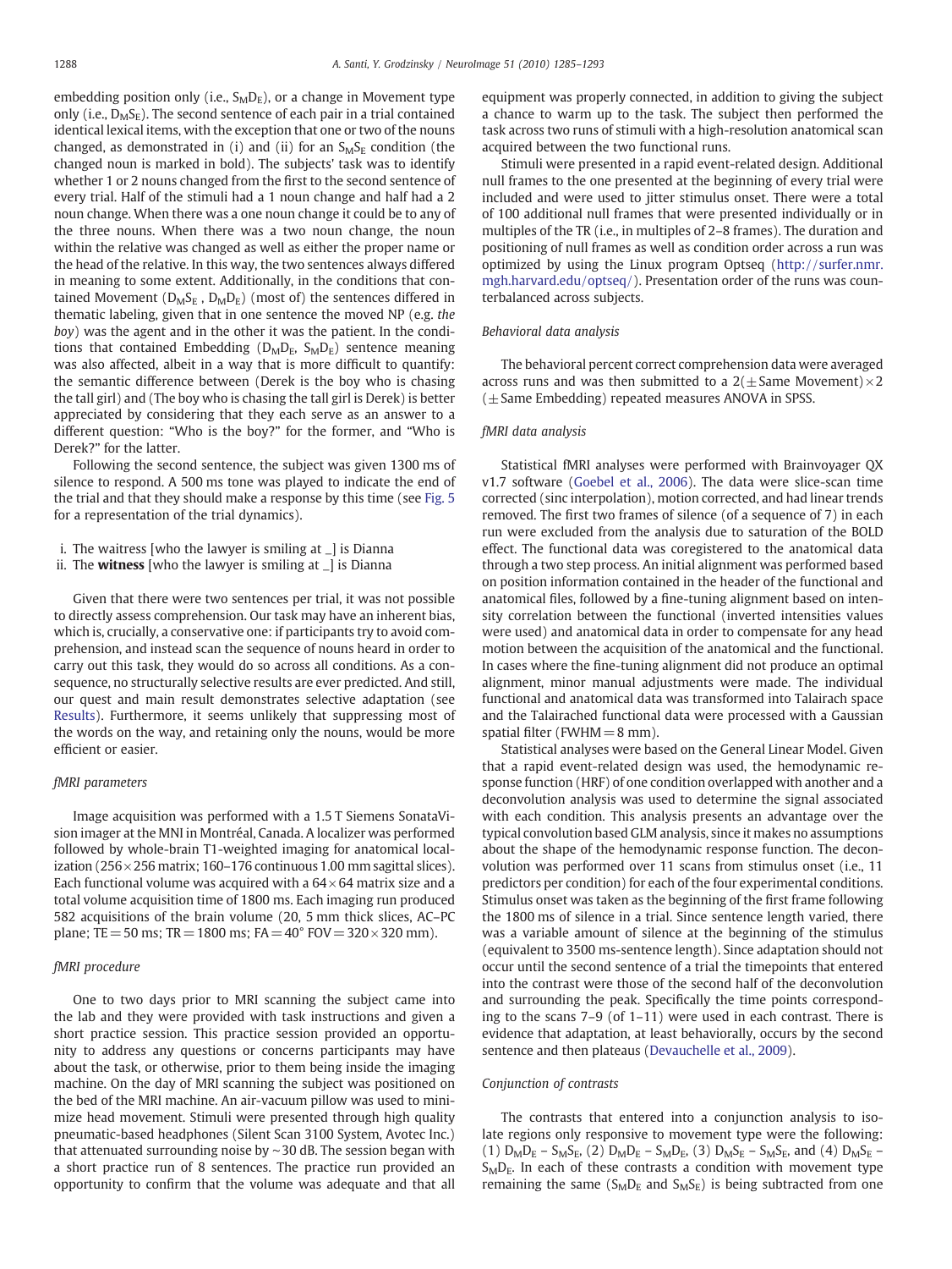embedding position only (i.e., $S_MD_E$), or a change in Movement type only (i.e., $D_MS_E$). The second sentence of each pair in a trial contained identical lexical items, with the exception that one or two of the nouns changed, as demonstrated in (i) and (ii) for an $S_MS_E$ condition (the changed noun is marked in bold). The subjects' task was to identify whether 1 or 2 nouns changed from the first to the second sentence of every trial. Half of the stimuli had a 1 noun change and half had a 2 noun change. When there was a one noun change it could be to any of the three nouns. When there was a two noun change, the noun within the relative was changed as well as either the proper name or the head of the relative. In this way, the two sentences always differed in meaning to some extent. Additionally, in the conditions that contained Movement ($D_MS_E$ , $D_MD_E$) (most of) the sentences differed in thematic labeling, given that in one sentence the moved NP (e.g. *the boy*) was the agent and in the other it was the patient. In the conditions that contained Embedding ($D_MD_E$, $S_MD_E$) sentence meaning was also affected, albeit in a way that is more difficult to quantify: the semantic difference between (Derek is the boy who is chasing the tall girl) and (The boy who is chasing the tall girl is Derek) is better appreciated by considering that they each serve as an answer to a different question: "Who is the boy?" for the former, and "Who is Derek?" for the latter.

Following the second sentence, the subject was given 1300 ms of silence to respond. A 500 ms tone was played to indicate the end of the trial and that they should make a response by this time (see Fig. 5 for a representation of the trial dynamics).

i. The waitress [who the lawyer is smiling at _] is Dianna
ii. The **witness** [who the lawyer is smiling at _] is Dianna

Given that there were two sentences per trial, it was not possible to directly assess comprehension. Our task may have an inherent bias, which is, crucially, a conservative one: if participants try to avoid comprehension, and instead scan the sequence of nouns heard in order to carry out this task, they would do so across all conditions. As a consequence, no structurally selective results are ever predicted. And still, our quest and main result demonstrates selective adaptation (see Results). Furthermore, it seems unlikely that suppressing most of the words on the way, and retaining only the nouns, would be more efficient or easier.

### *fMRI parameters*

Image acquisition was performed with a 1.5 T Siemens SonataVision imager at the MNI in Montréal, Canada. A localizer was performed followed by whole-brain T1-weighted imaging for anatomical localization (256×256 matrix; 160–176 continuous 1.00 mm sagittal slices). Each functional volume was acquired with a 64×64 matrix size and a total volume acquisition time of 1800 ms. Each imaging run produced 582 acquisitions of the brain volume (20, 5 mm thick slices, AC–PC plane; TE = 50 ms; TR = 1800 ms; FA = 40° FOV = 320×320 mm).

### *fMRI procedure*

One to two days prior to MRI scanning the subject came into the lab and they were provided with task instructions and given a short practice session. This practice session provided an opportunity to address any questions or concerns participants may have about the task, or otherwise, prior to them being inside the imaging machine. On the day of MRI scanning the subject was positioned on the bed of the MRI machine. An air-vacuum pillow was used to minimize head movement. Stimuli were presented through high quality pneumatic-based headphones (Silent Scan 3100 System, Avotec Inc.) that attenuated surrounding noise by ~30 dB. The session began with a short practice run of 8 sentences. The practice run provided an opportunity to confirm that the volume was adequate and that all equipment was properly connected, in addition to giving the subject a chance to warm up to the task. The subject then performed the task across two runs of stimuli with a high-resolution anatomical scan acquired between the two functional runs.

Stimuli were presented in a rapid event-related design. Additional null frames to the one presented at the beginning of every trial were included and were used to jitter stimulus onset. There were a total of 100 additional null frames that were presented individually or in multiples of the TR (i.e., in multiples of 2–8 frames). The duration and positioning of null frames as well as condition order across a run was optimized by using the Linux program Optseq (http://surfer.nmr.mgh.harvard.edu/optseq/). Presentation order of the runs was counterbalanced across subjects.

### *Behavioral data analysis*

The behavioral percent correct comprehension data were averaged across runs and was then submitted to a 2(±Same Movement)×2 (±Same Embedding) repeated measures ANOVA in SPSS.

### *fMRI data analysis*

Statistical fMRI analyses were performed with Brainvoyager QX v1.7 software (Goebel et al., 2006). The data were slice-scan time corrected (sinc interpolation), motion corrected, and had linear trends removed. The first two frames of silence (of a sequence of 7) in each run were excluded from the analysis due to saturation of the BOLD effect. The functional data was coregistered to the anatomical data through a two step process. An initial alignment was performed based on position information contained in the header of the functional and anatomical files, followed by a fine-tuning alignment based on intensity correlation between the functional (inverted intensities values were used) and anatomical data in order to compensate for any head motion between the acquisition of the anatomical and the functional. In cases where the fine-tuning alignment did not produce an optimal alignment, minor manual adjustments were made. The individual functional and anatomical data was transformed into Talairach space and the Talairached functional data were processed with a Gaussian spatial filter (FWHM = 8 mm).

Statistical analyses were based on the General Linear Model. Given that a rapid event-related design was used, the hemodynamic response function (HRF) of one condition overlapped with another and a deconvolution analysis was used to determine the signal associated with each condition. This analysis presents an advantage over the typical convolution based GLM analysis, since it makes no assumptions about the shape of the hemodynamic response function. The deconvolution was performed over 11 scans from stimulus onset (i.e., 11 predictors per condition) for each of the four experimental conditions. Stimulus onset was taken as the beginning of the first frame following the 1800 ms of silence in a trial. Since sentence length varied, there was a variable amount of silence at the beginning of the stimulus (equivalent to 3500 ms-sentence length). Since adaptation should not occur until the second sentence of a trial the timepoints that entered into the contrast were those of the second half of the deconvolution and surrounding the peak. Specifically the time points corresponding to the scans 7–9 (of 1–11) were used in each contrast. There is evidence that adaptation, at least behaviorally, occurs by the second sentence and then plateaus (Devauchelle et al., 2009).

### *Conjunction of contrasts*

The contrasts that entered into a conjunction analysis to isolate regions only responsive to movement type were the following: (1) $D_MD_E$ – $S_MS_E$, (2) $D_MD_E$ – $S_MD_E$, (3) $D_MS_E$ – $S_MS_E$, and (4) $D_MS_E$ – $S_MD_E$. In each of these contrasts a condition with movement type remaining the same ($S_MD_E$ and $S_MS_E$) is being subtracted from one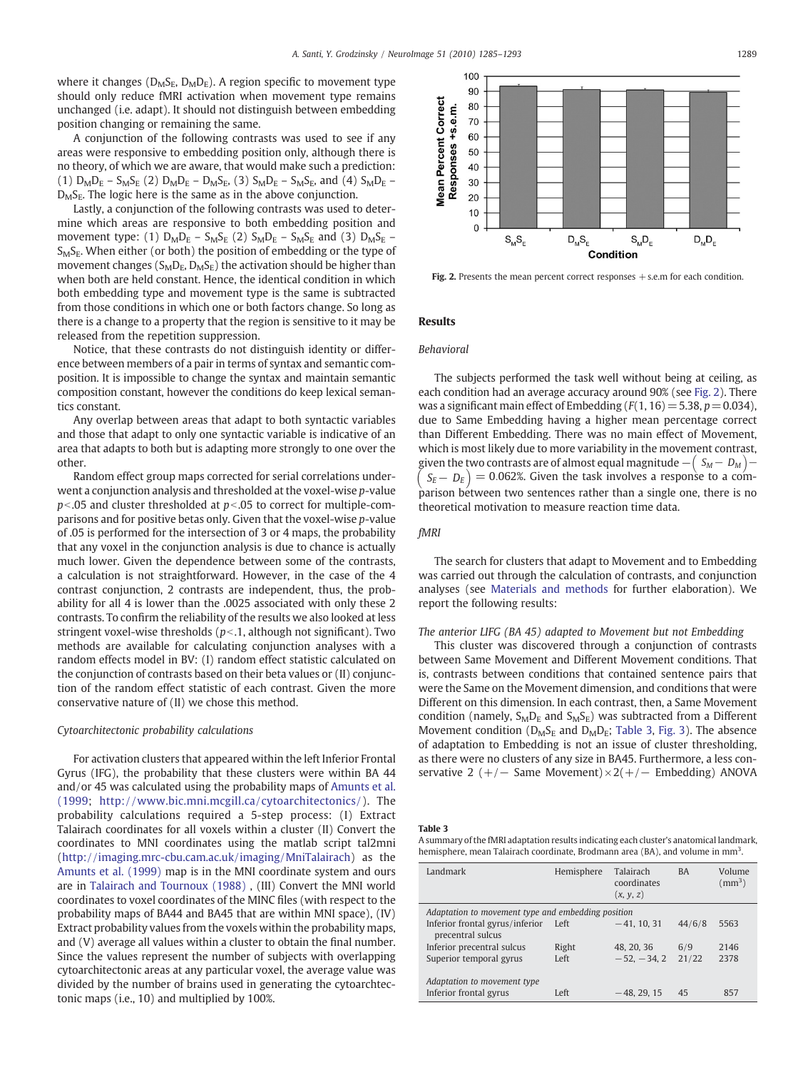where it changes ($D_MS_E$, $D_MD_E$). A region specific to movement type should only reduce fMRI activation when movement type remains unchanged (i.e. adapt). It should not distinguish between embedding position changing or remaining the same.

A conjunction of the following contrasts was used to see if any areas were responsive to embedding position only, although there is no theory, of which we are aware, that would make such a prediction: (1) $D_MD_E - S_MS_E$ (2) $D_MD_E - D_MS_E$, (3) $S_MD_E - S_MS_E$, and (4) $S_MD_E - D_MS_E$. The logic here is the same as in the above conjunction.

Lastly, a conjunction of the following contrasts was used to determine which areas are responsive to both embedding position and movement type: (1) $D_MD_E - S_MS_E$ (2) $S_MD_E - S_MS_E$ and (3) $D_MS_E - S_MS_E$. When either (or both) the position of embedding or the type of movement changes ($S_MD_E$, $D_MS_E$) the activation should be higher than when both are held constant. Hence, the identical condition in which both embedding type and movement type is the same is subtracted from those conditions in which one or both factors change. So long as there is a change to a property that the region is sensitive to it may be released from the repetition suppression.

Notice, that these contrasts do not distinguish identity or difference between members of a pair in terms of syntax and semantic composition. It is impossible to change the syntax and maintain semantic composition constant, however the conditions do keep lexical semantics constant.

Any overlap between areas that adapt to both syntactic variables and those that adapt to only one syntactic variable is indicative of an area that adapts to both but is adapting more strongly to one over the other.

Random effect group maps corrected for serial correlations underwent a conjunction analysis and thresholded at the voxel-wise $p$-value $p<.05$ and cluster thresholded at $p<.05$ to correct for multiple-comparisons and for positive betas only. Given that the voxel-wise $p$-value of .05 is performed for the intersection of 3 or 4 maps, the probability that any voxel in the conjunction analysis is due to chance is actually much lower. Given the dependence between some of the contrasts, a calculation is not straightforward. However, in the case of the 4 contrast conjunction, 2 contrasts are independent, thus, the probability for all 4 is lower than the .0025 associated with only these 2 contrasts. To confirm the reliability of the results we also looked at less stringent voxel-wise thresholds ($p<.1$, although not significant). Two methods are available for calculating conjunction analyses with a random effects model in BV: (I) random effect statistic calculated on the conjunction of contrasts based on their beta values or (II) conjunction of the random effect statistic of each contrast. Given the more conservative nature of (II) we chose this method.

### Cytoarchitectonic probability calculations

For activation clusters that appeared within the left Inferior Frontal Gyrus (IFG), the probability that these clusters were within BA 44 and/or 45 was calculated using the probability maps of Amunts et al. (1999; http://www.bic.mni.mcgill.ca/cytoarchitectonics/). The probability calculations required a 5-step process: (I) Extract Talairach coordinates for all voxels within a cluster (II) Convert the coordinates to MNI coordinates using the matlab script tal2mni (http://imaging.mrc-cbu.cam.ac.uk/imaging/MniTalairach) as the Amunts et al. (1999) map is in the MNI coordinate system and ours are in Talairach and Tournoux (1988) , (III) Convert the MNI world coordinates to voxel coordinates of the MINC files (with respect to the probability maps of BA44 and BA45 that are within MNI space), (IV) Extract probability values from the voxels within the probability maps, and (V) average all values within a cluster to obtain the final number. Since the values represent the number of subjects with overlapping cytoarchitectonic areas at any particular voxel, the average value was divided by the number of brains used in generating the cytoarchtectonic maps (i.e., 10) and multiplied by 100%.

**Fig. 2.** Presents the mean percent correct responses + s.e.m for each condition.

## Results

### Behavioral

The subjects performed the task well without being at ceiling, as each condition had an average accuracy around 90% (see Fig. 2). There was a significant main effect of Embedding ($F(1,16)=5.38$, $p=0.034$), due to Same Embedding having a higher mean percentage correct than Different Embedding. There was no main effect of Movement, which is most likely due to more variability in the movement contrast, given the two contrasts are of almost equal magnitude $-\left(S_M-D_M\right)-\left(S_E-D_E\right)=0.062\%$. Given the task involves a response to a comparison between two sentences rather than a single one, there is no theoretical motivation to measure reaction time data.

### fMRI

The search for clusters that adapt to Movement and to Embedding was carried out through the calculation of contrasts, and conjunction analyses (see Materials and methods for further elaboration). We report the following results:

#### The anterior LIFG (BA 45) adapted to Movement but not Embedding

This cluster was discovered through a conjunction of contrasts between Same Movement and Different Movement conditions. That is, contrasts between conditions that contained sentence pairs that were the Same on the Movement dimension, and conditions that were Different on this dimension. In each contrast, then, a Same Movement condition (namely, $S_MD_E$ and $S_MS_E$) was subtracted from a Different Movement condition ($D_MS_E$ and $D_MD_E$; Table 3, Fig. 3). The absence of adaptation to Embedding is not an issue of cluster thresholding, as there were no clusters of any size in BA45. Furthermore, a less conservative 2 (+/− Same Movement)×2(+/− Embedding) ANOVA

**Table 3**
A summary of the fMRI adaptation results indicating each cluster's anatomical landmark, hemisphere, mean Talairach coordinate, Brodmann area (BA), and volume in mm$^3$.

| Landmark | Hemisphere | Talairach coordinates (x, y, z) | BA | Volume (mm$^3$) |
|---|---|---|---|---|
| *Adaptation to movement type and embedding position* | | | | |
| Inferior frontal gyrus/inferior precentral sulcus | Left | −41, 10, 31 | 44/6/8 | 5563 |
| Inferior precentral sulcus | Right | 48, 20, 36 | 6/9 | 2146 |
| Superior temporal gyrus | Left | −52, −34, 2 | 21/22 | 2378 |
| *Adaptation to movement type* | | | | |
| Inferior frontal gyrus | Left | −48, 29, 15 | 45 | 857 |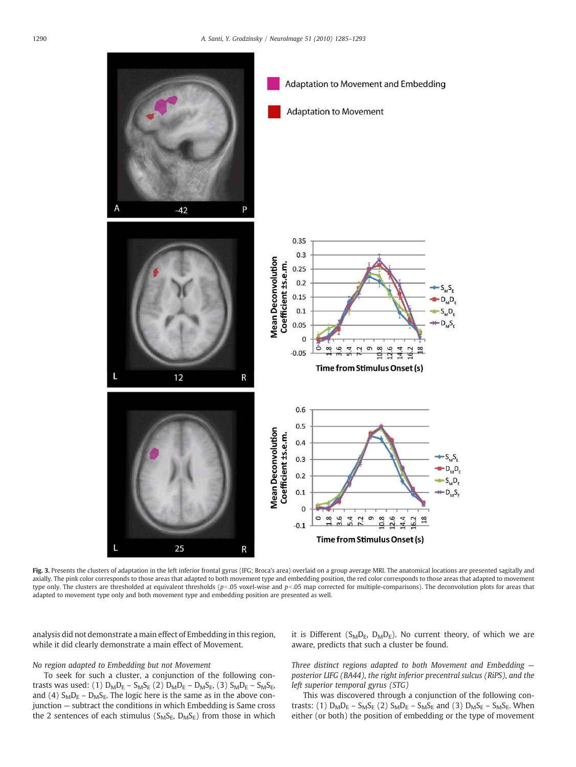**Fig. 3.** Presents the clusters of adaptation in the left inferior frontal gyrus (IFG; Broca's area) overlaid on a group average MRI. The anatomical locations are presented sagitally and axially. The pink color corresponds to those areas that adapted to both movement type and embedding position, the red color corresponds to those areas that adapted to movement type only. The clusters are thresholded at equivalent thresholds ($p<.05$ voxel-wise and $p<.05$ map corrected for multiple-comparisons). The deconvolution plots for areas that adapted to movement type only and both movement type and embedding position are presented as well.

analysis did not demonstrate a main effect of Embedding in this region, while it did clearly demonstrate a main effect of Movement.

*No region adapted to Embedding but not Movement*

To seek for such a cluster, a conjunction of the following contrasts was used: (1) $D_MD_E - S_MS_E$ (2) $D_MD_E - D_MS_E$, (3) $S_MD_E - S_MS_E$, and (4) $S_MD_E - D_MS_E$. The logic here is the same as in the above conjunction — subtract the conditions in which Embedding is Same cross the 2 sentences of each stimulus ($S_MS_E$, $D_MS_E$) from those in which it is Different ($S_MD_E$, $D_MD_E$). No current theory, of which we are aware, predicts that such a cluster be found.

*Three distinct regions adapted to both Movement and Embedding — posterior LIFG (BA44), the right inferior precentral sulcus (RiPS), and the left superior temporal gyrus (STG)*

This was discovered through a conjunction of the following contrasts: (1) $D_MD_E - S_MS_E$ (2) $S_MD_E - S_MS_E$ and (3) $D_MS_E - S_MS_E$. When either (or both) the position of embedding or the type of movement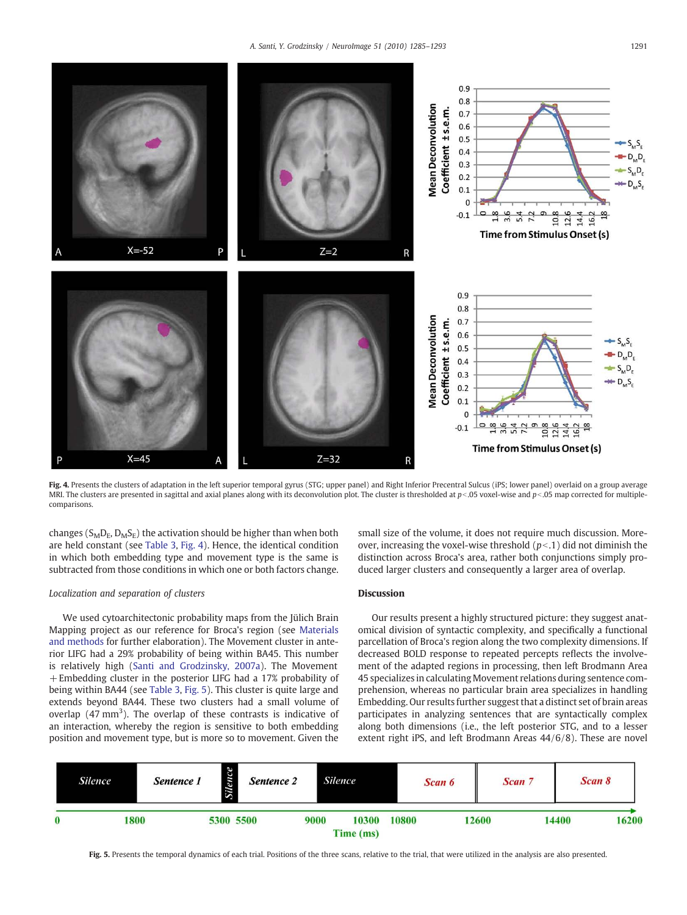**Fig. 4.** Presents the clusters of adaptation in the left superior temporal gyrus (STG; upper panel) and Right Inferior Precentral Sulcus (iPS; lower panel) overlaid on a group average MRI. The clusters are presented in sagittal and axial planes along with its deconvolution plot. The cluster is thresholded at $p<.05$ voxel-wise and $p<.05$ map corrected for multiple-comparisons.

changes ($S_M D_E$, $D_M S_E$) the activation should be higher than when both are held constant (see Table 3, Fig. 4). Hence, the identical condition in which both embedding type and movement type is the same is subtracted from those conditions in which one or both factors change.

*Localization and separation of clusters*

We used cytoarchitectonic probability maps from the Jülich Brain Mapping project as our reference for Broca's region (see Materials and methods for further elaboration). The Movement cluster in anterior LIFG had a 29% probability of being within BA45. This number is relatively high (Santi and Grodzinsky, 2007a). The Movement + Embedding cluster in the posterior LIFG had a 17% probability of being within BA44 (see Table 3, Fig. 5). This cluster is quite large and extends beyond BA44. These two clusters had a small volume of overlap (47 mm$^3$). The overlap of these contrasts is indicative of an interaction, whereby the region is sensitive to both embedding position and movement type, but is more so to movement. Given the small size of the volume, it does not require much discussion. Moreover, increasing the voxel-wise threshold ($p<.1$) did not diminish the distinction across Broca's area, rather both conjunctions simply produced larger clusters and consequently a larger area of overlap.

## Discussion

Our results present a highly structured picture: they suggest anatomical division of syntactic complexity, and specifically a functional parcellation of Broca's region along the two complexity dimensions. If decreased BOLD response to repeated percepts reflects the involvement of the adapted regions in processing, then left Brodmann Area 45 specializes in calculating Movement relations during sentence comprehension, whereas no particular brain area specializes in handling Embedding. Our results further suggest that a distinct set of brain areas participates in analyzing sentences that are syntactically complex along both dimensions (i.e., the left posterior STG, and to a lesser extent right iPS, and left Brodmann Areas 44/6/8). These are novel

**Fig. 5.** Presents the temporal dynamics of each trial. Positions of the three scans, relative to the trial, that were utilized in the analysis are also presented.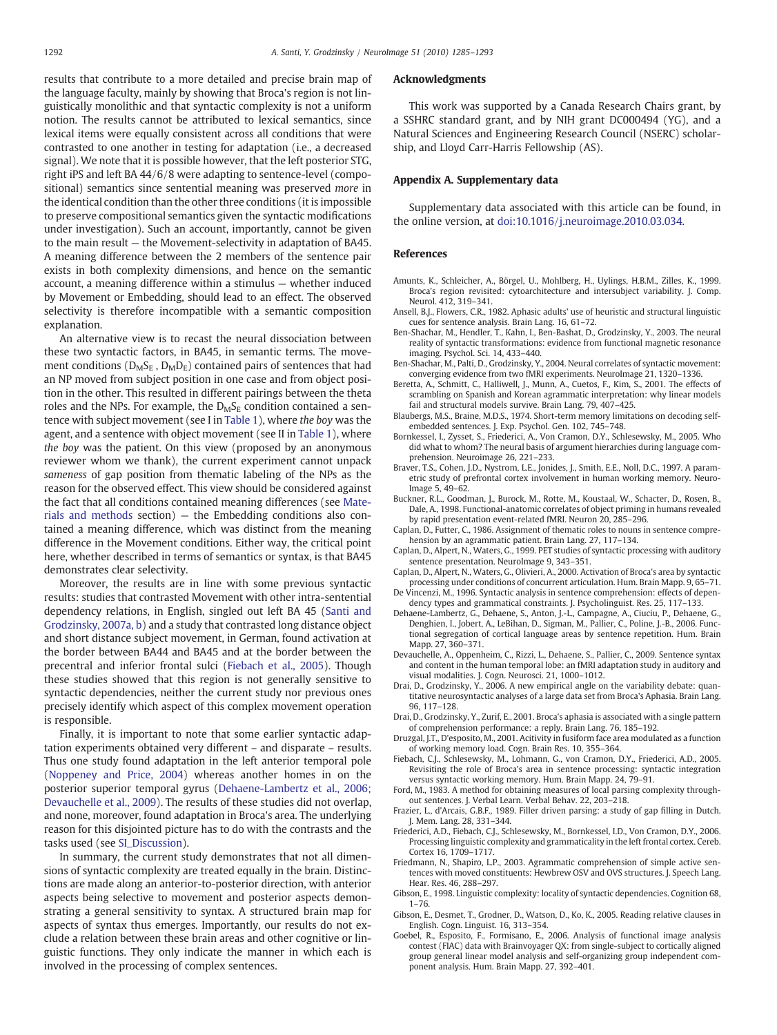results that contribute to a more detailed and precise brain map of the language faculty, mainly by showing that Broca's region is not linguistically monolithic and that syntactic complexity is not a uniform notion. The results cannot be attributed to lexical semantics, since lexical items were equally consistent across all conditions that were contrasted to one another in testing for adaptation (i.e., a decreased signal). We note that it is possible however, that the left posterior STG, right iPS and left BA 44/6/8 were adapting to sentence-level (compositional) semantics since sentential meaning was preserved *more* in the identical condition than the other three conditions (it is impossible to preserve compositional semantics given the syntactic modifications under investigation). Such an account, importantly, cannot be given to the main result — the Movement-selectivity in adaptation of BA45. A meaning difference between the 2 members of the sentence pair exists in both complexity dimensions, and hence on the semantic account, a meaning difference within a stimulus — whether induced by Movement or Embedding, should lead to an effect. The observed selectivity is therefore incompatible with a semantic composition explanation.

An alternative view is to recast the neural dissociation between these two syntactic factors, in BA45, in semantic terms. The movement conditions ($D_MS_E$ , $D_MD_E$) contained pairs of sentences that had an NP moved from subject position in one case and from object position in the other. This resulted in different pairings between the theta roles and the NPs. For example, the $D_MS_E$ condition contained a sentence with subject movement (see I in Table 1), where *the boy* was the agent, and a sentence with object movement (see II in Table 1), where *the boy* was the patient. On this view (proposed by an anonymous reviewer whom we thank), the current experiment cannot unpack *sameness* of gap position from thematic labeling of the NPs as the reason for the observed effect. This view should be considered against the fact that all conditions contained meaning differences (see Materials and methods section) — the Embedding conditions also contained a meaning difference, which was distinct from the meaning difference in the Movement conditions. Either way, the critical point here, whether described in terms of semantics or syntax, is that BA45 demonstrates clear selectivity.

Moreover, the results are in line with some previous syntactic results: studies that contrasted Movement with other intra-sentential dependency relations, in English, singled out left BA 45 (Santi and Grodzinsky, 2007a, b) and a study that contrasted long distance object and short distance subject movement, in German, found activation at the border between BA44 and BA45 and at the border between the precentral and inferior frontal sulci (Fiebach et al., 2005). Though these studies showed that this region is not generally sensitive to syntactic dependencies, neither the current study nor previous ones precisely identify which aspect of this complex movement operation is responsible.

Finally, it is important to note that some earlier syntactic adaptation experiments obtained very different – and disparate – results. Thus one study found adaptation in the left anterior temporal pole (Noppeney and Price, 2004) whereas another homes in on the posterior superior temporal gyrus (Dehaene-Lambertz et al., 2006; Devauchelle et al., 2009). The results of these studies did not overlap, and none, moreover, found adaptation in Broca's area. The underlying reason for this disjointed picture has to do with the contrasts and the tasks used (see SI_Discussion).

In summary, the current study demonstrates that not all dimensions of syntactic complexity are treated equally in the brain. Distinctions are made along an anterior-to-posterior direction, with anterior aspects being selective to movement and posterior aspects demonstrating a general sensitivity to syntax. A structured brain map for aspects of syntax thus emerges. Importantly, our results do not exclude a relation between these brain areas and other cognitive or linguistic functions. They only indicate the manner in which each is involved in the processing of complex sentences.

## Acknowledgments

This work was supported by a Canada Research Chairs grant, by a SSHRC standard grant, and by NIH grant DC000494 (YG), and a Natural Sciences and Engineering Research Council (NSERC) scholarship, and Lloyd Carr-Harris Fellowship (AS).

## Appendix A. Supplementary data

Supplementary data associated with this article can be found, in the online version, at doi:10.1016/j.neuroimage.2010.03.034.

## References

Amunts, K., Schleicher, A., Börgel, U., Mohlberg, H., Uylings, H.B.M., Zilles, K., 1999. Broca's region revisited: cytoarchitecture and intersubject variability. J. Comp. Neurol. 412, 319–341.

Ansell, B.J., Flowers, C.R., 1982. Aphasic adults' use of heuristic and structural linguistic cues for sentence analysis. Brain Lang. 16, 61–72.

Ben-Shachar, M., Hendler, T., Kahn, I., Ben-Bashat, D., Grodzinsky, Y., 2003. The neural reality of syntactic transformations: evidence from functional magnetic resonance imaging. Psychol. Sci. 14, 433–440.

Ben-Shachar, M., Palti, D., Grodzinsky, Y., 2004. Neural correlates of syntactic movement: converging evidence from two fMRI experiments. NeuroImage 21, 1320–1336.

Beretta, A., Schmitt, C., Halliwell, J., Munn, A., Cuetos, F., Kim, S., 2001. The effects of scrambling on Spanish and Korean agrammatic interpretation: why linear models fail and structural models survive. Brain Lang. 79, 407–425.

Blaubergs, M.S., Braine, M.D.S., 1974. Short-term memory limitations on decoding self-embedded sentences. J. Exp. Psychol. Gen. 102, 745–748.

Bornkessel, I., Zysset, S., Friederici, A., Von Cramon, D.Y., Schlesewsky, M., 2005. Who did what to whom? The neural basis of argument hierarchies during language comprehension. Neuroimage 26, 221–233.

Braver, T.S., Cohen, J.D., Nystrom, L.E., Jonides, J., Smith, E.E., Noll, D.C., 1997. A parametric study of prefrontal cortex involvement in human working memory. NeuroImage 5, 49–62.

Buckner, R.L., Goodman, J., Burock, M., Rotte, M., Koustaal, W., Schacter, D., Rosen, B., Dale, A., 1998. Functional-anatomic correlates of object priming in humans revealed by rapid presentation event-related fMRI. Neuron 20, 285–296.

Caplan, D., Futter, C., 1986. Assignment of thematic roles to nouns in sentence comprehension by an agrammatic patient. Brain Lang. 27, 117–134.

Caplan, D., Alpert, N., Waters, G., 1999. PET studies of syntactic processing with auditory sentence presentation. NeuroImage 9, 343–351.

Caplan, D., Alpert, N., Waters, G., Olivieri, A., 2000. Activation of Broca's area by syntactic processing under conditions of concurrent articulation. Hum. Brain Mapp. 9, 65–71.

De Vincenzi, M., 1996. Syntactic analysis in sentence comprehension: effects of dependency types and grammatical constraints. J. Psycholinguist. Res. 25, 117–133.

Dehaene-Lambertz, G., Dehaene, S., Anton, J.-L., Campagne, A., Ciuciu, P., Dehaene, G., Denghien, I., Jobert, A., LeBihan, D., Sigman, M., Pallier, C., Poline, J.-B., 2006. Functional segregation of cortical language areas by sentence repetition. Hum. Brain Mapp. 27, 360–371.

Devauchelle, A., Oppenheim, C., Rizzi, L., Dehaene, S., Pallier, C., 2009. Sentence syntax and content in the human temporal lobe: an fMRI adaptation study in auditory and visual modalities. J. Cogn. Neurosci. 21, 1000–1012.

Drai, D., Grodzinsky, Y., 2006. A new empirical angle on the variability debate: quantitative neurosyntactic analyses of a large data set from Broca's Aphasia. Brain Lang. 96, 117–128.

Drai, D., Grodzinsky, Y., Zurif, E., 2001. Broca's aphasia is associated with a single pattern of comprehension performance: a reply. Brain Lang. 76, 185–192.

Druzgal, J.T., D'esposito, M., 2001. Acitivity in fusiform face area modulated as a function of working memory load. Cogn. Brain Res. 10, 355–364.

Fiebach, C.J., Schlesewsky, M., Lohmann, G., von Cramon, D.Y., Friederici, A.D., 2005. Revisiting the role of Broca's area in sentence processing: syntactic integration versus syntactic working memory. Hum. Brain Mapp. 24, 79–91.

Ford, M., 1983. A method for obtaining measures of local parsing complexity throughout sentences. J. Verbal Learn. Verbal Behav. 22, 203–218.

Frazier, L., d'Arcais, G.B.F., 1989. Filler driven parsing: a study of gap filling in Dutch. J. Mem. Lang. 28, 331–344.

Friederici, A.D., Fiebach, C.J., Schlesewsky, M., Bornkessel, I.D., Von Cramon, D.Y., 2006. Processing linguistic complexity and grammaticality in the left frontal cortex. Cereb. Cortex 16, 1709–1717.

Friedmann, N., Shapiro, L.P., 2003. Agrammatic comprehension of simple active sentences with moved constituents: Hewbrew OSV and OVS structures. J. Speech Lang. Hear. Res. 46, 288–297.

Gibson, E., 1998. Linguistic complexity: locality of syntactic dependencies. Cognition 68, 1–76.

Gibson, E., Desmet, T., Grodner, D., Watson, D., Ko, K., 2005. Reading relative clauses in English. Cogn. Linguist. 16, 313–354.

Goebel, R., Esposito, F., Formisano, E., 2006. Analysis of functional image analysis contest (FIAC) data with Brainvoyager QX: from single-subject to cortically aligned group general linear model analysis and self-organizing group independent component analysis. Hum. Brain Mapp. 27, 392–401.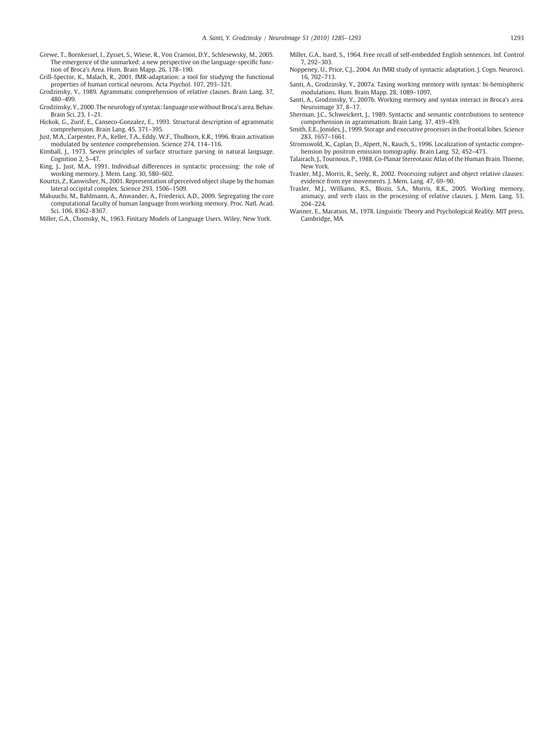Grewe, T., Bornkessel, I., Zysset, S., Wiese, R., Von Cramon, D.Y., Schlesewsky, M., 2005. The emergence of the unmarked: a new perspective on the language-specific function of Broca's Area. Hum. Brain Mapp. 26, 178–190.

Grill-Spector, K., Malach, R., 2001. fMR-adaptation: a tool for studying the functional properties of human cortical neurons. Acta Psychol. 107, 293–321.

Grodzinsky, Y., 1989. Agrammatic comprehension of relative clauses. Brain Lang. 37, 480–499.

Grodzinsky, Y., 2000. The neurology of syntax: language use without Broca's area. Behav. Brain Sci. 23, 1–21.

Hickok, G., Zurif, E., Canseco-Gonzalez, E., 1993. Structural description of agrammatic comprehension. Brain Lang. 45, 371–395.

Just, M.A., Carpenter, P.A., Keller, T.A., Eddy, W.F., Thulborn, K.R., 1996. Brain activation modulated by sentence comprehension. Science 274, 114–116.

Kimball, J., 1973. Seven principles of surface structure parsing in natural language. Cognition 2, 5–47.

King, J., Just, M.A., 1991. Individual differences in syntactic processing: the role of working memory. J. Mem. Lang. 30, 580–602.

Kourtzi, Z., Kanwisher, N., 2001. Representation of perceived object shape by the human lateral occipital complex. Science 293, 1506–1509.

Makuuchi, M., Bahlmann, A., Anwander, A., Friederici, A.D., 2009. Segregating the core computational faculty of human language from working memory. Proc. Natl. Acad. Sci. 106, 8362–8367.

Miller, G.A., Chomsky, N., 1963. Finitary Models of Language Users. Wiley, New York.

Miller, G.A., Isard, S., 1964. Free recall of self-embedded English sentences. Inf. Control 7, 292–303.

Noppeney, U., Price, C.J., 2004. An fMRI study of syntactic adaptation. J. Cogn. Neurosci. 16, 702–713.

Santi, A., Grodzinsky, Y., 2007a. Taxing working memory with syntax: bi-hemispheric modulations. Hum. Brain Mapp. 28, 1089–1097.

Santi, A., Grodzinsky, Y., 2007b. Working memory and syntax interact in Broca's area. Neuroimage 37, 8–17.

Sherman, J.C., Schweickert, J., 1989. Syntactic and semantic contributions to sentence comprehension in agrammatism. Brain Lang. 37, 419–439.

Smith, E.E., Jonides, J., 1999. Storage and executive processes in the frontal lobes. Science 283, 1657–1661.

Stromswold, K., Caplan, D., Alpert, N., Rauch, S., 1996. Localization of syntactic comprehension by positron emission tomography. Brain Lang. 52, 452–473.

Talairach, J., Tournoux, P., 1988. Co-Planar Stereotaxic Atlas of the Human Brain. Thieme, New York.

Traxler, M.J., Morris, R., Seely, R., 2002. Processing subject and object relative clauses: evidence from eye movements. J. Mem. Lang. 47, 69–90.

Traxler, M.J., Williams, R.S., Blozis, S.A., Morris, R.K., 2005. Working memory, animacy, and verb class in the processing of relative clauses. J. Mem. Lang. 53, 204–224.

Wanner, E., Maratsos, M., 1978. Linguistic Theory and Psychological Reality. MIT press, Cambridge, MA.